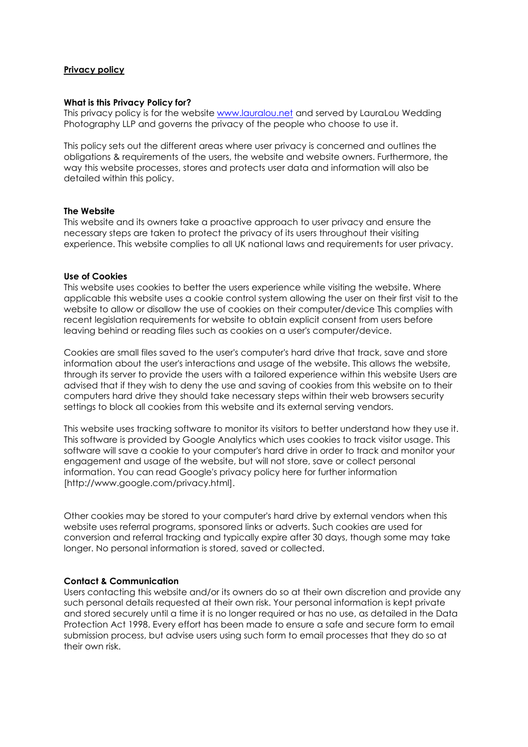**Privacy policy**

**What is this Privacy Policy for?**

This privacy policy is for the website [www.lauralou.net](www.lauralou.net) and served by LauraLou Wedding Photography LLP and governs the privacy of the people who choose to use it.

This policy sets out the different areas where user privacy is concerned and outlines the obligations & requirements of the users, the website and website owners. Furthermore, the way this website processes, stores and protects user data and information will also be detailed within this policy.

**The Website**

This website and its owners take a proactive approach to user privacy and ensure the necessary steps are taken to protect the privacy of its users throughout their visiting experience. This website complies to all UK national laws and requirements for user privacy.

**Use of Cookies**

This website uses cookies to better the users experience while visiting the website. Where applicable this website uses a cookie control system allowing the user on their first visit to the website to allow or disallow the use of cookies on their computer/device This complies with recent legislation requirements for website to obtain explicit consent from users before leaving behind or reading files such as cookies on a user's computer/device.

Cookies are small files saved to the user's computer's hard drive that track, save and store information about the user's interactions and usage of the website. This allows the website, through its server to provide the users with a tailored experience within this website Users are advised that if they wish to deny the use and saving of cookies from this website on to their computers hard drive they should take necessary steps within their web browsers security settings to block all cookies from this website and its external serving vendors.

This website uses tracking software to monitor its visitors to better understand how they use it. This software is provided by Google Analytics which uses cookies to track visitor usage. This software will save a cookie to your computer's hard drive in order to track and monitor your engagement and usage of the website, but will not store, save or collect personal information. You can read Google's privacy policy here for further information [http://www.google.com/privacy.html].

Other cookies may be stored to your computer's hard drive by external vendors when this website uses referral programs, sponsored links or adverts. Such cookies are used for conversion and referral tracking and typically expire after 30 days, though some may take longer. No personal information is stored, saved or collected.

**Contact & Communication**

Users contacting this website and/or its owners do so at their own discretion and provide any such personal details requested at their own risk. Your personal information is kept private and stored securely until a time it is no longer required or has no use, as detailed in the Data Protection Act 1998. Every effort has been made to ensure a safe and secure form to email submission process, but advise users using such form to email processes that they do so at their own risk.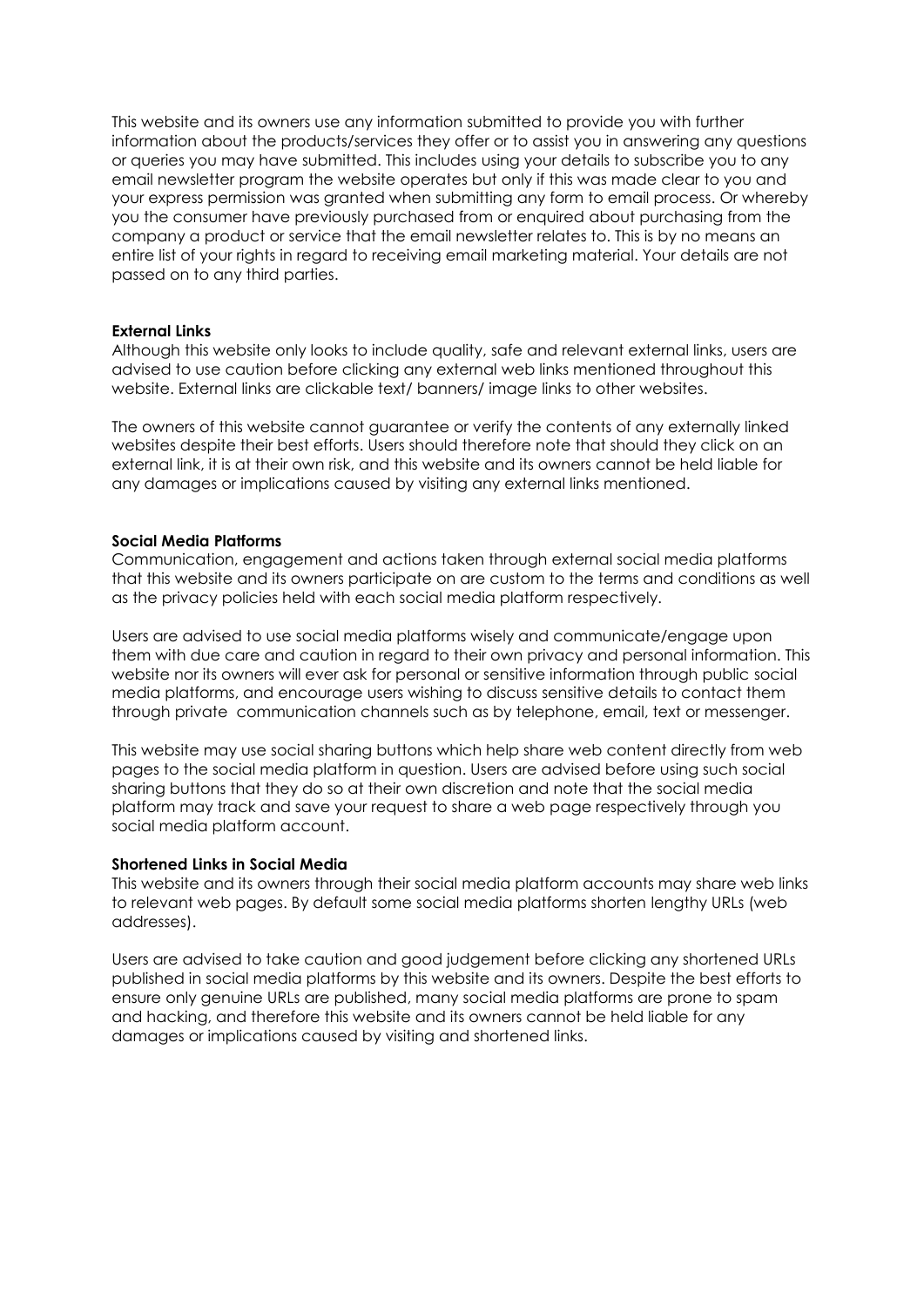This website and its owners use any information submitted to provide you with further information about the products/services they offer or to assist you in answering any questions or queries you may have submitted. This includes using your details to subscribe you to any email newsletter program the website operates but only if this was made clear to you and your express permission was granted when submitting any form to email process. Or whereby you the consumer have previously purchased from or enquired about purchasing from the company a product or service that the email newsletter relates to. This is by no means an entire list of your rights in regard to receiving email marketing material. Your details are not passed on to any third parties.

**External Links**

Although this website only looks to include quality, safe and relevant external links, users are advised to use caution before clicking any external web links mentioned throughout this website. External links are clickable text/ banners/ image links to other websites.

The owners of this website cannot guarantee or verify the contents of any externally linked websites despite their best efforts. Users should therefore note that should they click on an external link, it is at their own risk, and this website and its owners cannot be held liable for any damages or implications caused by visiting any external links mentioned.

**Social Media Platforms**

Communication, engagement and actions taken through external social media platforms that this website and its owners participate on are custom to the terms and conditions as well as the privacy policies held with each social media platform respectively.

Users are advised to use social media platforms wisely and communicate/engage upon them with due care and caution in regard to their own privacy and personal information. This website nor its owners will ever ask for personal or sensitive information through public social media platforms, and encourage users wishing to discuss sensitive details to contact them through private communication channels such as by telephone, email, text or messenger.

This website may use social sharing buttons which help share web content directly from web pages to the social media platform in question. Users are advised before using such social sharing buttons that they do so at their own discretion and note that the social media platform may track and save your request to share a web page respectively through you social media platform account.

**Shortened Links in Social Media**

This website and its owners through their social media platform accounts may share web links to relevant web pages. By default some social media platforms shorten lengthy URLs (web addresses).

Users are advised to take caution and good judgement before clicking any shortened URLs published in social media platforms by this website and its owners. Despite the best efforts to ensure only genuine URLs are published, many social media platforms are prone to spam and hacking, and therefore this website and its owners cannot be held liable for any damages or implications caused by visiting and shortened links.